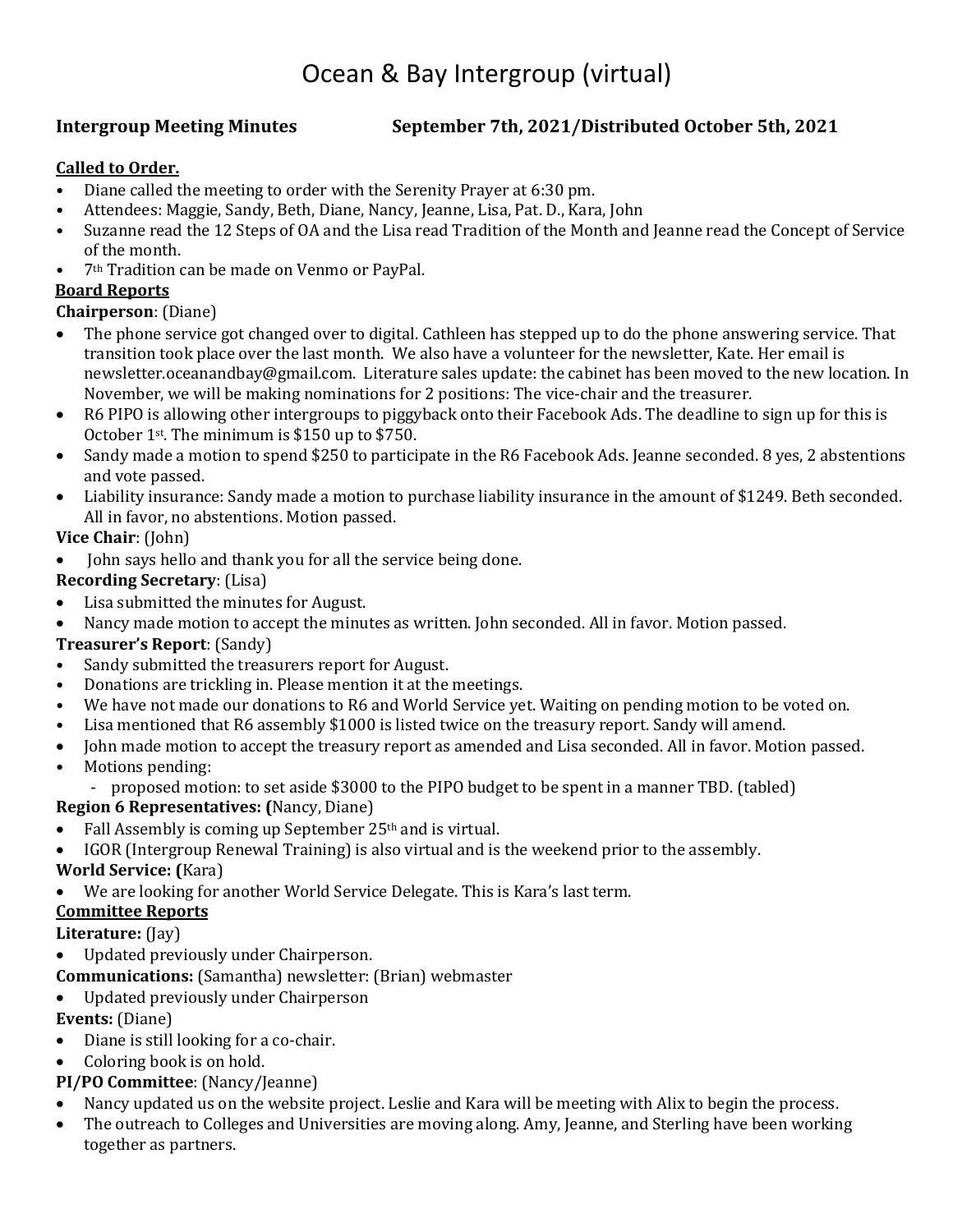# Ocean & Bay Intergroup (virtual)

**Intergroup Meeting Minutes** **September 7th, 2021/Distributed October 5th, 2021**

**Called to Order.**

- Diane called the meeting to order with the Serenity Prayer at 6:30 pm.
- Attendees: Maggie, Sandy, Beth, Diane, Nancy, Jeanne, Lisa, Pat. D., Kara, John
- Suzanne read the 12 Steps of OA and the Lisa read Tradition of the Month and Jeanne read the Concept of Service of the month.
- 7th Tradition can be made on Venmo or PayPal.

**Board Reports**

**Chairperson**: (Diane)

- The phone service got changed over to digital. Cathleen has stepped up to do the phone answering service. That transition took place over the last month. We also have a volunteer for the newsletter, Kate. Her email is newsletter.oceanandbay@gmail.com. Literature sales update: the cabinet has been moved to the new location. In November, we will be making nominations for 2 positions: The vice-chair and the treasurer.
- R6 PIPO is allowing other intergroups to piggyback onto their Facebook Ads. The deadline to sign up for this is October 1st. The minimum is $150 up to $750.
- Sandy made a motion to spend $250 to participate in the R6 Facebook Ads. Jeanne seconded. 8 yes, 2 abstentions and vote passed.
- Liability insurance: Sandy made a motion to purchase liability insurance in the amount of $1249. Beth seconded. All in favor, no abstentions. Motion passed.

**Vice Chair**: (John)

- John says hello and thank you for all the service being done.

**Recording Secretary**: (Lisa)

- Lisa submitted the minutes for August.
- Nancy made motion to accept the minutes as written. John seconded. All in favor. Motion passed.

**Treasurer's Report**: (Sandy)

- Sandy submitted the treasurers report for August.
- Donations are trickling in. Please mention it at the meetings.
- We have not made our donations to R6 and World Service yet. Waiting on pending motion to be voted on.
- Lisa mentioned that R6 assembly $1000 is listed twice on the treasury report. Sandy will amend.
- John made motion to accept the treasury report as amended and Lisa seconded. All in favor. Motion passed.
- Motions pending:
  - proposed motion: to set aside $3000 to the PIPO budget to be spent in a manner TBD. (tabled)

**Region 6 Representatives: (**Nancy, Diane)

- Fall Assembly is coming up September 25th and is virtual.
- IGOR (Intergroup Renewal Training) is also virtual and is the weekend prior to the assembly.

**World Service: (**Kara)

- We are looking for another World Service Delegate. This is Kara's last term.

**Committee Reports**

**Literature:** (Jay)

- Updated previously under Chairperson.

**Communications:** (Samantha) newsletter: (Brian) webmaster

- Updated previously under Chairperson

**Events:** (Diane)

- Diane is still looking for a co-chair.
- Coloring book is on hold.

**PI/PO Committee**: (Nancy/Jeanne)

- Nancy updated us on the website project. Leslie and Kara will be meeting with Alix to begin the process.
- The outreach to Colleges and Universities are moving along. Amy, Jeanne, and Sterling have been working together as partners.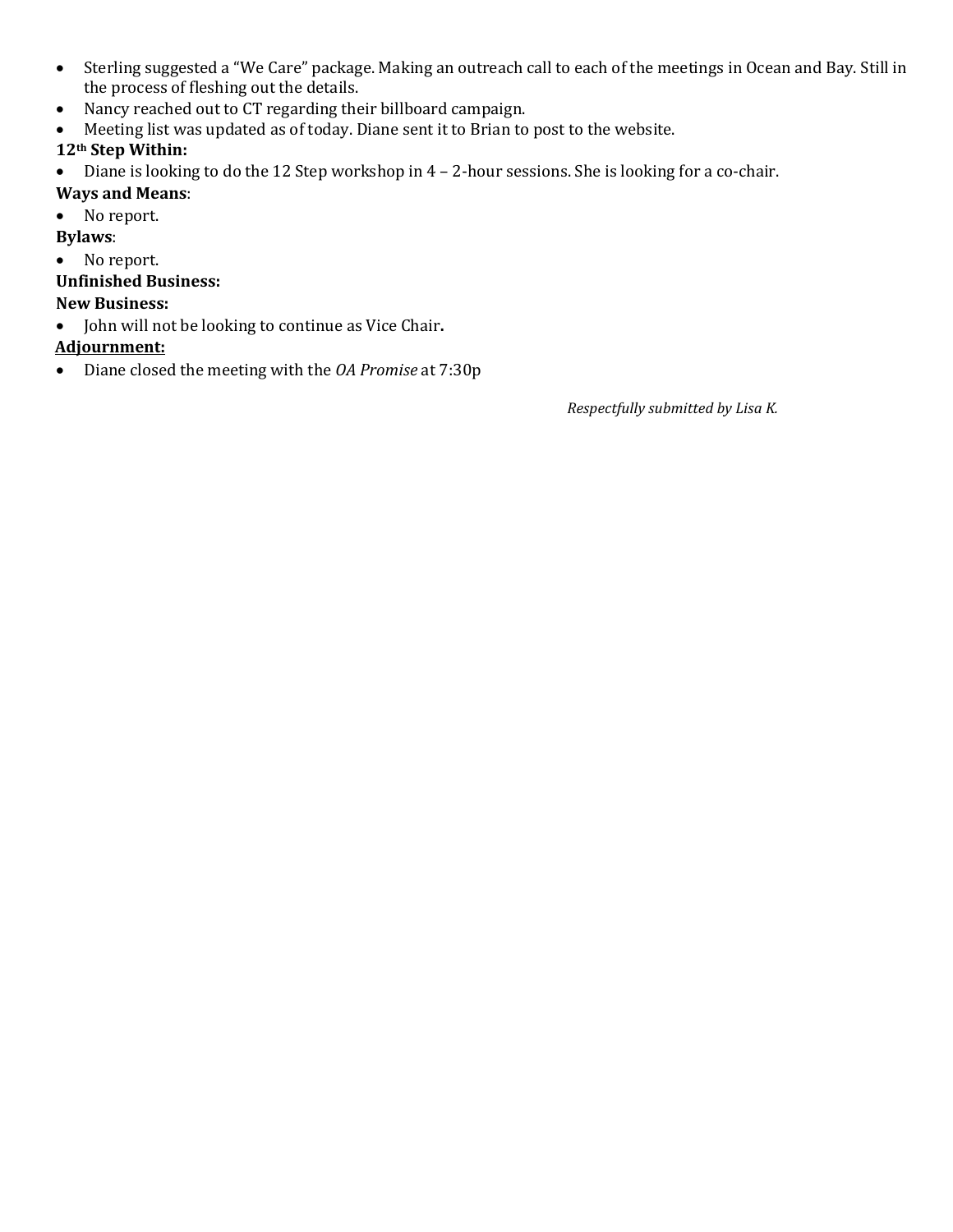- Sterling suggested a "We Care" package. Making an outreach call to each of the meetings in Ocean and Bay. Still in the process of fleshing out the details.
- Nancy reached out to CT regarding their billboard campaign.
- Meeting list was updated as of today. Diane sent it to Brian to post to the website.

**12th Step Within:**

- Diane is looking to do the 12 Step workshop in 4 – 2-hour sessions. She is looking for a co-chair.

**Ways and Means**:

- No report.

**Bylaws**:

- No report.

**Unfinished Business:**

**New Business:**

- John will not be looking to continue as Vice Chair**.**

**Adjournment:**

- Diane closed the meeting with the *OA Promise* at 7:30p

*Respectfully submitted by Lisa K.*